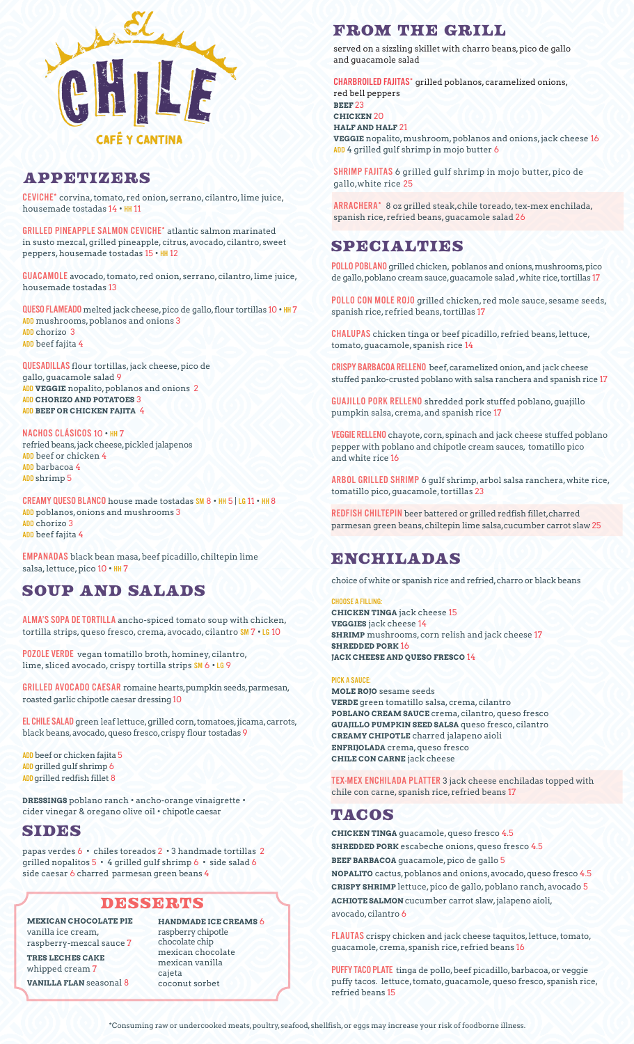# El Chile

CAFÉ Y CANTINA

## APPETIZERS

**CEVICHE*** corvina, tomato, red onion, serrano, cilantro, lime juice, housemade tostadas 14 • HH 11

**GRILLED PINEAPPLE SALMON CEVICHE*** atlantic salmon marinated in susto mezcal, grilled pineapple, citrus, avocado, cilantro, sweet peppers, housemade tostadas 15 • HH 12

**GUACAMOLE** avocado, tomato, red onion, serrano, cilantro, lime juice, housemade tostadas 13

**QUESO FLAMEADO** melted jack cheese, pico de gallo, flour tortillas 10 • HH 7
ADD mushrooms, poblanos and onions 3
ADD chorizo 3
ADD beef fajita 4

**QUESADILLAS** flour tortillas, jack cheese, pico de gallo, guacamole salad 9
ADD **VEGGIE** nopalito, poblanos and onions 2
ADD **CHORIZO AND POTATOES** 3
ADD **BEEF OR CHICKEN FAJITA** 4

**NACHOS CLÁSICOS** 10 • HH 7
refried beans, jack cheese, pickled jalapenos
ADD beef or chicken 4
ADD barbacoa 4
ADD shrimp 5

**CREAMY QUESO BLANCO** house made tostadas SM 8 • HH 5 | LG 11 • HH 8
ADD poblanos, onions and mushrooms 3
ADD chorizo 3
ADD beef fajita 4

**EMPANADAS** black bean masa, beef picadillo, chiltepin lime salsa, lettuce, pico 10 • HH 7

## SOUP AND SALADS

**ALMA'S SOPA DE TORTILLA** ancho-spiced tomato soup with chicken, tortilla strips, queso fresco, crema, avocado, cilantro SM 7 • LG 10

**POZOLE VERDE** vegan tomatillo broth, hominey, cilantro, lime, sliced avocado, crispy tortilla strips SM 6 • LG 9

**GRILLED AVOCADO CAESAR** romaine hearts, pumpkin seeds, parmesan, roasted garlic chipotle caesar dressing 10

**EL CHILE SALAD** green leaf lettuce, grilled corn, tomatoes, jicama, carrots, black beans, avocado, queso fresco, crispy flour tostadas 9

ADD beef or chicken fajita 5
ADD grilled gulf shrimp 6
ADD grilled redfish fillet 8

**DRESSINGS** poblano ranch • ancho-orange vinaigrette • cider vinegar & oregano olive oil • chipotle caesar

## SIDES

papas verdes 6 • chiles toreados 2 • 3 handmade tortillas 2
grilled nopalitos 5 • 4 grilled gulf shrimp 6 • side salad 6
side caesar 6 charred parmesan green beans 4

## DESSERTS

**MEXICAN CHOCOLATE PIE** vanilla ice cream, raspberry-mezcal sauce 7

**TRES LECHES CAKE** whipped cream 7

**VANILLA FLAN** seasonal 8

**HANDMADE ICE CREAMS** 6
raspberry chipotle
chocolate chip
mexican chocolate
mexican vanilla
cajeta
coconut sorbet

## FROM THE GRILL

served on a sizzling skillet with charro beans, pico de gallo and guacamole salad

**CHARBROILED FAJITAS*** grilled poblanos, caramelized onions, red bell peppers
**BEEF** 23
**CHICKEN** 20
**HALF AND HALF** 21
**VEGGIE** nopalito, mushroom, poblanos and onions, jack cheese 16
ADD 4 grilled gulf shrimp in mojo butter 6

**SHRIMP FAJITAS** 6 grilled gulf shrimp in mojo butter, pico de gallo, white rice 25

**ARRACHERA*** 8 oz grilled steak, chile toreado, tex-mex enchilada, spanish rice, refried beans, guacamole salad 26

## SPECIALTIES

**POLLO POBLANO** grilled chicken, poblanos and onions, mushrooms, pico de gallo, poblano cream sauce, guacamole salad, white rice, tortillas 17

**POLLO CON MOLE ROJO** grilled chicken, red mole sauce, sesame seeds, spanish rice, refried beans, tortillas 17

**CHALUPAS** chicken tinga or beef picadillo, refried beans, lettuce, tomato, guacamole, spanish rice 14

**CRISPY BARBACOA RELLENO** beef, caramelized onion, and jack cheese stuffed panko-crusted poblano with salsa ranchera and spanish rice 17

**GUAJILLO PORK RELLENO** shredded pork stuffed poblano, guajillo pumpkin salsa, crema, and spanish rice 17

**VEGGIE RELLENO** chayote, corn, spinach and jack cheese stuffed poblano pepper with poblano and chipotle cream sauces, tomatillo pico and white rice 16

**ARBOL GRILLED SHRIMP** 6 gulf shrimp, arbol salsa ranchera, white rice, tomatillo pico, guacamole, tortillas 23

**REDFISH CHILTEPIN** beer battered or grilled redfish fillet, charred parmesan green beans, chiltepin lime salsa, cucumber carrot slaw 25

## ENCHILADAS

choice of white or spanish rice and refried, charro or black beans

**CHOOSE A FILLING:**
**CHICKEN TINGA** jack cheese 15
**VEGGIES** jack cheese 14
**SHRIMP** mushrooms, corn relish and jack cheese 17
**SHREDDED PORK** 16
**JACK CHEESE AND QUESO FRESCO** 14

**PICK A SAUCE:**
**MOLE ROJO** sesame seeds
**VERDE** green tomatillo salsa, crema, cilantro
**POBLANO CREAM SAUCE** crema, cilantro, queso fresco
**GUAJILLO PUMPKIN SEED SALSA** queso fresco, cilantro
**CREAMY CHIPOTLE** charred jalapeno aioli
**ENFRIJOLADA** crema, queso fresco
**CHILE CON CARNE** jack cheese

**TEX-MEX ENCHILADA PLATTER** 3 jack cheese enchiladas topped with chile con carne, spanish rice, refried beans 17

## TACOS

**CHICKEN TINGA** guacamole, queso fresco 4.5
**SHREDDED PORK** escabeche onions, queso fresco 4.5
**BEEF BARBACOA** guacamole, pico de gallo 5
**NOPALITO** cactus, poblanos and onions, avocado, queso fresco 4.5
**CRISPY SHRIMP** lettuce, pico de gallo, poblano ranch, avocado 5
**ACHIOTE SALMON** cucumber carrot slaw, jalapeno aioli, avocado, cilantro 6

**FLAUTAS** crispy chicken and jack cheese taquitos, lettuce, tomato, guacamole, crema, spanish rice, refried beans 16

**PUFFY TACO PLATE** tinga de pollo, beef picadillo, barbacoa, or veggie puffy tacos. lettuce, tomato, guacamole, queso fresco, spanish rice, refried beans 15

*Consuming raw or undercooked meats, poultry, seafood, shellfish, or eggs may increase your risk of foodborne illness.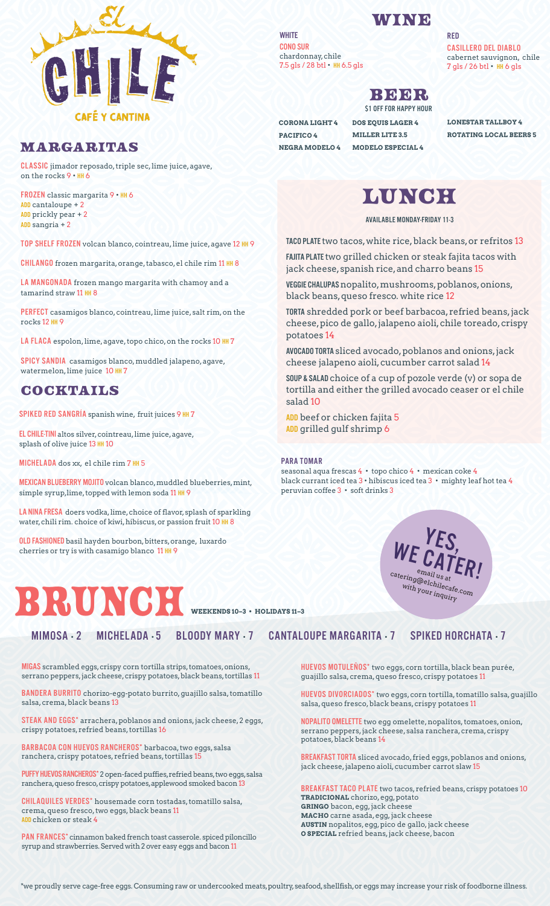# El Chile Café y Cantina

## MARGARITAS

**CLASSIC** jimador reposado, triple sec, lime juice, agave, on the rocks 9 • HH 6

**FROZEN** classic margarita 9 • HH 6
ADD cantaloupe + 2
ADD prickly pear + 2
ADD sangria + 2

**TOP SHELF FROZEN** volcan blanco, cointreau, lime juice, agave 12 HH 9

**CHILANGO** frozen margarita, orange, tabasco, el chile rim 11 HH 8

**LA MANGONADA** frozen mango margarita with chamoy and a tamarind straw 11 HH 8

**PERFECT** casamigos blanco, cointreau, lime juice, salt rim, on the rocks 12 HH 9

**LA FLACA** espolon, lime, agave, topo chico, on the rocks 10 HH 7

**SPICY SANDIA** casamigos blanco, muddled jalapeno, agave, watermelon, lime juice 10 HH 7

## COCKTAILS

**SPIKED RED SANGRÍA** spanish wine, fruit juices 9 HH 7

**EL CHILE-TINI** altos silver, cointreau, lime juice, agave, splash of olive juice 13 HH 10

**MICHELADA** dos xx, el chile rim 7 HH 5

**MEXICAN BLUEBERRY MOJITO** volcan blanco, muddled blueberries, mint, simple syrup, lime, topped with lemon soda 11 HH 9

**LA NINA FRESA** doers vodka, lime, choice of flavor, splash of sparkling water, chili rim. choice of kiwi, hibiscus, or passion fruit 10 HH 8

**OLD FASHIONED** basil hayden bourbon, bitters, orange, luxardo cherries or try is with casamigo blanco 11 HH 9

## WINE

**WHITE**
**CONO SUR**
chardonnay, chile
7.5 gls / 28 btl • HH 6.5 gls

**RED**
**CASILLERO DEL DIABLO**
cabernet sauvignon, chile
7 gls / 26 btl • HH 6 gls

## BEER

$1 OFF FOR HAPPY HOUR

CORONA LIGHT 4
PACIFICO 4
NEGRA MODELO 4
DOS EQUIS LAGER 4
MILLER LITE 3.5
MODELO ESPECIAL 4
LONESTAR TALLBOY 4
ROTATING LOCAL BEERS 5

## LUNCH

AVAILABLE MONDAY-FRIDAY 11-3

**TACO PLATE** two tacos, white rice, black beans, or refritos 13

**FAJITA PLATE** two grilled chicken or steak fajita tacos with jack cheese, spanish rice, and charro beans 15

**VEGGIE CHALUPAS** nopalito, mushrooms, poblanos, onions, black beans, queso fresco. white rice 12

**TORTA** shredded pork or beef barbacoa, refried beans, jack cheese, pico de gallo, jalapeno aioli, chile toreado, crispy potatoes 14

**AVOCADO TORTA** sliced avocado, poblanos and onions, jack cheese jalapeno aioli, cucumber carrot salad 14

**SOUP & SALAD** choice of a cup of pozole verde (v) or sopa de tortilla and either the grilled avocado ceaser or el chile salad 10

ADD beef or chicken fajita 5
ADD grilled gulf shrimp 6

**PARA TOMAR**
seasonal aqua frescas 4 • topo chico 4 • mexican coke 4
black currant iced tea 3 • hibiscus iced tea 3 • mighty leaf hot tea 4
peruvian coffee 3 • soft drinks 3

**YES, WE CATER!**
email us at catering@elchilecafe.com with your inquiry

# BRUNCH

WEEKENDS 10–3 • HOLIDAYS 11–3

MIMOSA · 2 MICHELADA · 5 BLOODY MARY · 7 CANTALOUPE MARGARITA · 7 SPIKED HORCHATA · 7

**MIGAS** scrambled eggs, crispy corn tortilla strips, tomatoes, onions, serrano peppers, jack cheese, crispy potatoes, black beans, tortillas 11

**BANDERA BURRITO** chorizo-egg-potato burrito, guajillo salsa, tomatillo salsa, crema, black beans 13

**STEAK AND EGGS*** arrachera, poblanos and onions, jack cheese, 2 eggs, crispy potatoes, refried beans, tortillas 16

**BARBACOA CON HUEVOS RANCHEROS*** barbacoa, two eggs, salsa ranchera, crispy potatoes, refried beans, tortillas 15

**PUFFY HUEVOS RANCHEROS*** 2 open-faced puffies, refried beans, two eggs, salsa ranchera, queso fresco, crispy potatoes, applewood smoked bacon 13

**CHILAQUILES VERDES*** housemade corn tostadas, tomatillo salsa, crema, queso fresco, two eggs, black beans 11
ADD chicken or steak 4

**PAN FRANCES*** cinnamon baked french toast casserole. spiced piloncillo syrup and strawberries. Served with 2 over easy eggs and bacon 11

**HUEVOS MOTULEÑOS*** two eggs, corn tortilla, black bean purée, guajillo salsa, crema, queso fresco, crispy potatoes 11

**HUEVOS DIVORCIADOS*** two eggs, corn tortilla, tomatillo salsa, guajillo salsa, queso fresco, black beans, crispy potatoes 11

**NOPALITO OMELETTE** two egg omelette, nopalitos, tomatoes, onion, serrano peppers, jack cheese, salsa ranchera, crema, crispy potatoes, black beans 14

**BREAKFAST TORTA** sliced avocado, fried eggs, poblanos and onions, jack cheese, jalapeno aioli, cucumber carrot slaw 15

**BREAKFAST TACO PLATE** two tacos, refried beans, crispy potatoes 10
**TRADICIONAL** chorizo, egg, potato
**GRINGO** bacon, egg, jack cheese
**MACHO** carne asada, egg, jack cheese
**AUSTIN** nopalitos, egg, pico de gallo, jack cheese
**O SPECIAL** refried beans, jack cheese, bacon

*we proudly serve cage-free eggs. Consuming raw or undercooked meats, poultry, seafood, shellfish, or eggs may increase your risk of foodborne illness.